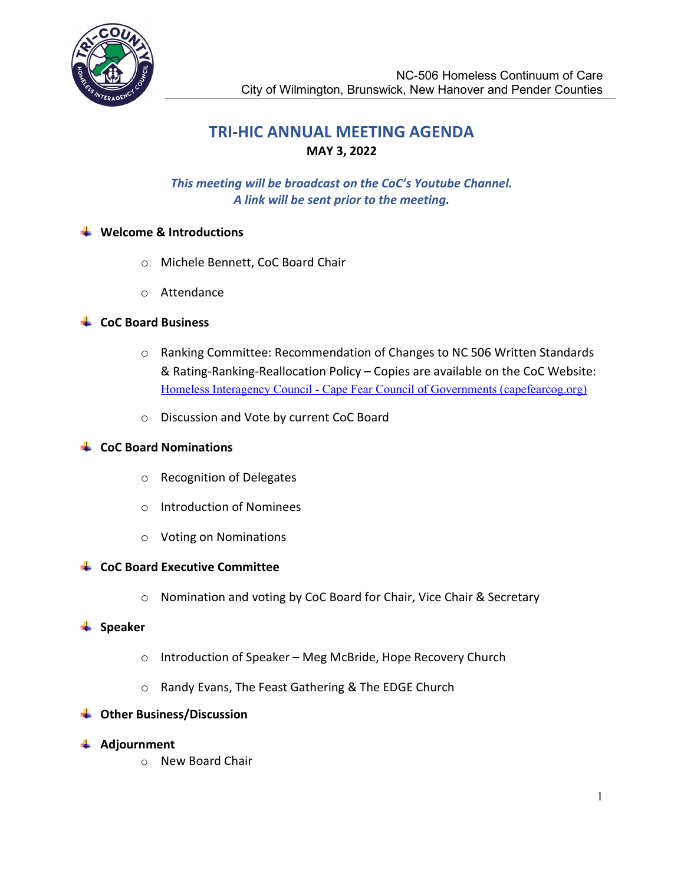NC-506 Homeless Continuum of Care
City of Wilmington, Brunswick, New Hanover and Pender Counties

# TRI-HIC ANNUAL MEETING AGENDA

**MAY 3, 2022**

***This meeting will be broadcast on the CoC's Youtube Channel.***
***A link will be sent prior to the meeting.***

- **Welcome & Introductions**
  - Michele Bennett, CoC Board Chair
  - Attendance
- **CoC Board Business**
  - Ranking Committee: Recommendation of Changes to NC 506 Written Standards & Rating-Ranking-Reallocation Policy – Copies are available on the CoC Website: [Homeless Interagency Council - Cape Fear Council of Governments (capefearcog.org)](capefearcog.org)
  - Discussion and Vote by current CoC Board
- **CoC Board Nominations**
  - Recognition of Delegates
  - Introduction of Nominees
  - Voting on Nominations
- **CoC Board Executive Committee**
  - Nomination and voting by CoC Board for Chair, Vice Chair & Secretary
- **Speaker**
  - Introduction of Speaker – Meg McBride, Hope Recovery Church
  - Randy Evans, The Feast Gathering & The EDGE Church
- **Other Business/Discussion**
- **Adjournment**
  - New Board Chair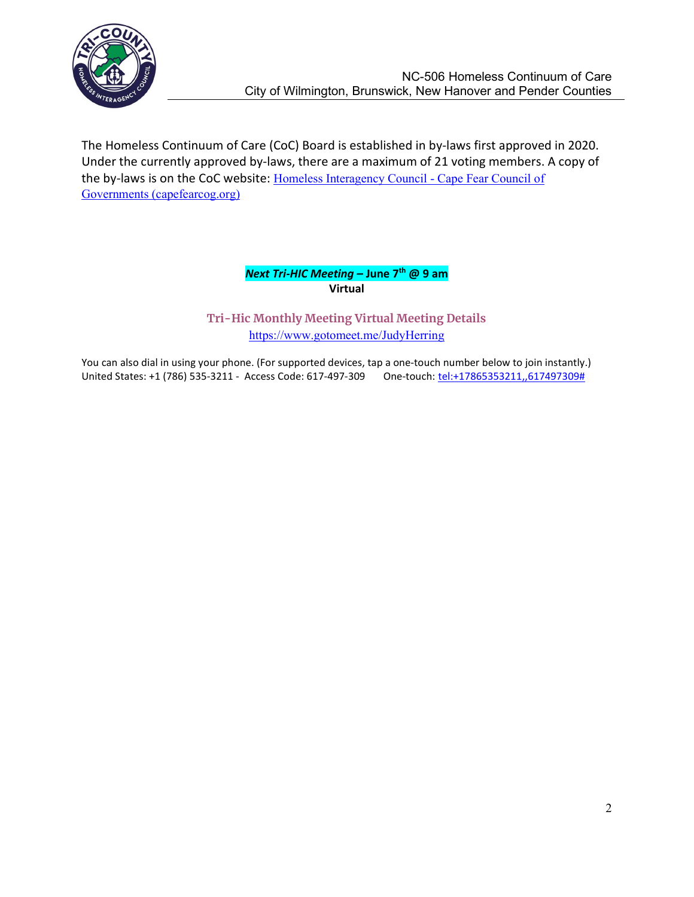The Homeless Continuum of Care (CoC) Board is established in by-laws first approved in 2020. Under the currently approved by-laws, there are a maximum of 21 voting members. A copy of the by-laws is on the CoC website: [Homeless Interagency Council - Cape Fear Council of Governments (capefearcog.org)](capefearcog.org)

***Next Tri-HIC Meeting* – June 7th @ 9 am**
**Virtual**

## Tri-Hic Monthly Meeting Virtual Meeting Details

https://www.gotomeet.me/JudyHerring

You can also dial in using your phone. (For supported devices, tap a one-touch number below to join instantly.)
United States: +1 (786) 535-3211 - Access Code: 617-497-309 One-touch: tel:+17865353211,,617497309#